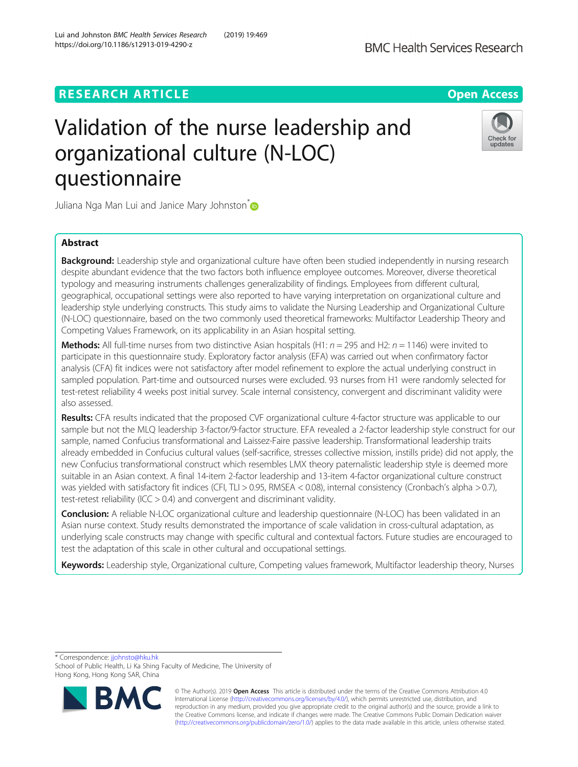RESEARCH ARTICLE

Open Access

# Validation of the nurse leadership and organizational culture (N-LOC) questionnaire

Juliana Nga Man Lui and Janice Mary Johnston*

## Abstract

**Background:** Leadership style and organizational culture have often been studied independently in nursing research despite abundant evidence that the two factors both influence employee outcomes. Moreover, diverse theoretical typology and measuring instruments challenges generalizability of findings. Employees from different cultural, geographical, occupational settings were also reported to have varying interpretation on organizational culture and leadership style underlying constructs. This study aims to validate the Nursing Leadership and Organizational Culture (N-LOC) questionnaire, based on the two commonly used theoretical frameworks: Multifactor Leadership Theory and Competing Values Framework, on its applicability in an Asian hospital setting.

**Methods:** All full-time nurses from two distinctive Asian hospitals (H1: $n = 295$ and H2: $n = 1146$) were invited to participate in this questionnaire study. Exploratory factor analysis (EFA) was carried out when confirmatory factor analysis (CFA) fit indices were not satisfactory after model refinement to explore the actual underlying construct in sampled population. Part-time and outsourced nurses were excluded. 93 nurses from H1 were randomly selected for test-retest reliability 4 weeks post initial survey. Scale internal consistency, convergent and discriminant validity were also assessed.

**Results:** CFA results indicated that the proposed CVF organizational culture 4-factor structure was applicable to our sample but not the MLQ leadership 3-factor/9-factor structure. EFA revealed a 2-factor leadership style construct for our sample, named Confucius transformational and Laissez-Faire passive leadership. Transformational leadership traits already embedded in Confucius cultural values (self-sacrifice, stresses collective mission, instills pride) did not apply, the new Confucius transformational construct which resembles LMX theory paternalistic leadership style is deemed more suitable in an Asian context. A final 14-item 2-factor leadership and 13-item 4-factor organizational culture construct was yielded with satisfactory fit indices (CFI, TLI > 0.95, RMSEA < 0.08), internal consistency (Cronbach's alpha > 0.7), test-retest reliability (ICC > 0.4) and convergent and discriminant validity.

**Conclusion:** A reliable N-LOC organizational culture and leadership questionnaire (N-LOC) has been validated in an Asian nurse context. Study results demonstrated the importance of scale validation in cross-cultural adaptation, as underlying scale constructs may change with specific cultural and contextual factors. Future studies are encouraged to test the adaptation of this scale in other cultural and occupational settings.

**Keywords:** Leadership style, Organizational culture, Competing values framework, Multifactor leadership theory, Nurses

---

* Correspondence: jjohnsto@hku.hk
School of Public Health, Li Ka Shing Faculty of Medicine, The University of Hong Kong, Hong Kong SAR, China

© The Author(s). 2019 **Open Access** This article is distributed under the terms of the Creative Commons Attribution 4.0 International License (http://creativecommons.org/licenses/by/4.0/), which permits unrestricted use, distribution, and reproduction in any medium, provided you give appropriate credit to the original author(s) and the source, provide a link to the Creative Commons license, and indicate if changes were made. The Creative Commons Public Domain Dedication waiver (http://creativecommons.org/publicdomain/zero/1.0/) applies to the data made available in this article, unless otherwise stated.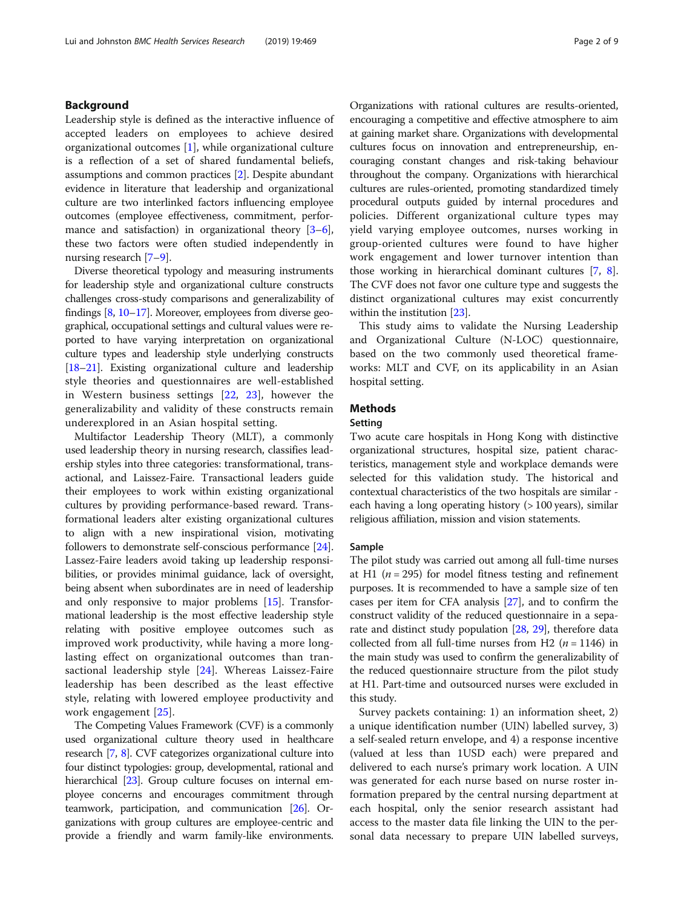## Background

Leadership style is defined as the interactive influence of accepted leaders on employees to achieve desired organizational outcomes [1], while organizational culture is a reflection of a set of shared fundamental beliefs, assumptions and common practices [2]. Despite abundant evidence in literature that leadership and organizational culture are two interlinked factors influencing employee outcomes (employee effectiveness, commitment, performance and satisfaction) in organizational theory [3–6], these two factors were often studied independently in nursing research [7–9].

Diverse theoretical typology and measuring instruments for leadership style and organizational culture constructs challenges cross-study comparisons and generalizability of findings [8, 10–17]. Moreover, employees from diverse geographical, occupational settings and cultural values were reported to have varying interpretation on organizational culture types and leadership style underlying constructs [18–21]. Existing organizational culture and leadership style theories and questionnaires are well-established in Western business settings [22, 23], however the generalizability and validity of these constructs remain underexplored in an Asian hospital setting.

Multifactor Leadership Theory (MLT), a commonly used leadership theory in nursing research, classifies leadership styles into three categories: transformational, transactional, and Laissez-Faire. Transactional leaders guide their employees to work within existing organizational cultures by providing performance-based reward. Transformational leaders alter existing organizational cultures to align with a new inspirational vision, motivating followers to demonstrate self-conscious performance [24]. Lassez-Faire leaders avoid taking up leadership responsibilities, or provides minimal guidance, lack of oversight, being absent when subordinates are in need of leadership and only responsive to major problems [15]. Transformational leadership is the most effective leadership style relating with positive employee outcomes such as improved work productivity, while having a more long-lasting effect on organizational outcomes than transactional leadership style [24]. Whereas Laissez-Faire leadership has been described as the least effective style, relating with lowered employee productivity and work engagement [25].

The Competing Values Framework (CVF) is a commonly used organizational culture theory used in healthcare research [7, 8]. CVF categorizes organizational culture into four distinct typologies: group, developmental, rational and hierarchical [23]. Group culture focuses on internal employee concerns and encourages commitment through teamwork, participation, and communication [26]. Organizations with group cultures are employee-centric and provide a friendly and warm family-like environments. Organizations with rational cultures are results-oriented, encouraging a competitive and effective atmosphere to aim at gaining market share. Organizations with developmental cultures focus on innovation and entrepreneurship, encouraging constant changes and risk-taking behaviour throughout the company. Organizations with hierarchical cultures are rules-oriented, promoting standardized timely procedural outputs guided by internal procedures and policies. Different organizational culture types may yield varying employee outcomes, nurses working in group-oriented cultures were found to have higher work engagement and lower turnover intention than those working in hierarchical dominant cultures [7, 8]. The CVF does not favor one culture type and suggests the distinct organizational cultures may exist concurrently within the institution [23].

This study aims to validate the Nursing Leadership and Organizational Culture (N-LOC) questionnaire, based on the two commonly used theoretical frameworks: MLT and CVF, on its applicability in an Asian hospital setting.

## Methods

### Setting

Two acute care hospitals in Hong Kong with distinctive organizational structures, hospital size, patient characteristics, management style and workplace demands were selected for this validation study. The historical and contextual characteristics of the two hospitals are similar - each having a long operating history (> 100 years), similar religious affiliation, mission and vision statements.

### Sample

The pilot study was carried out among all full-time nurses at H1 ($n = 295$) for model fitness testing and refinement purposes. It is recommended to have a sample size of ten cases per item for CFA analysis [27], and to confirm the construct validity of the reduced questionnaire in a separate and distinct study population [28, 29], therefore data collected from all full-time nurses from H2 ($n = 1146$) in the main study was used to confirm the generalizability of the reduced questionnaire structure from the pilot study at H1. Part-time and outsourced nurses were excluded in this study.

Survey packets containing: 1) an information sheet, 2) a unique identification number (UIN) labelled survey, 3) a self-sealed return envelope, and 4) a response incentive (valued at less than 1USD each) were prepared and delivered to each nurse's primary work location. A UIN was generated for each nurse based on nurse roster information prepared by the central nursing department at each hospital, only the senior research assistant had access to the master data file linking the UIN to the personal data necessary to prepare UIN labelled surveys,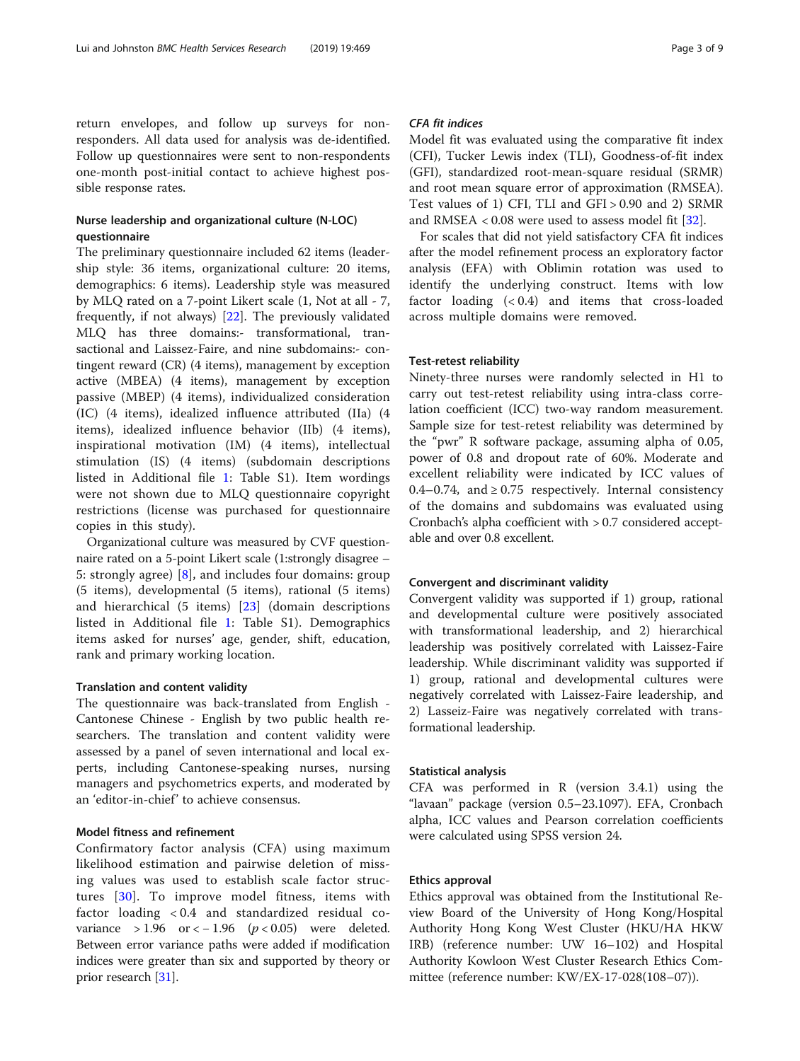return envelopes, and follow up surveys for non-responders. All data used for analysis was de-identified. Follow up questionnaires were sent to non-respondents one-month post-initial contact to achieve highest possible response rates.

## Nurse leadership and organizational culture (N-LOC) questionnaire

The preliminary questionnaire included 62 items (leadership style: 36 items, organizational culture: 20 items, demographics: 6 items). Leadership style was measured by MLQ rated on a 7-point Likert scale (1, Not at all - 7, frequently, if not always) [22]. The previously validated MLQ has three domains:- transformational, transactional and Laissez-Faire, and nine subdomains:- contingent reward (CR) (4 items), management by exception active (MBEA) (4 items), management by exception passive (MBEP) (4 items), individualized consideration (IC) (4 items), idealized influence attributed (IIa) (4 items), idealized influence behavior (IIb) (4 items), inspirational motivation (IM) (4 items), intellectual stimulation (IS) (4 items) (subdomain descriptions listed in Additional file 1: Table S1). Item wordings were not shown due to MLQ questionnaire copyright restrictions (license was purchased for questionnaire copies in this study).

Organizational culture was measured by CVF questionnaire rated on a 5-point Likert scale (1:strongly disagree – 5: strongly agree) [8], and includes four domains: group (5 items), developmental (5 items), rational (5 items) and hierarchical (5 items) [23] (domain descriptions listed in Additional file 1: Table S1). Demographics items asked for nurses' age, gender, shift, education, rank and primary working location.

### Translation and content validity

The questionnaire was back-translated from English - Cantonese Chinese - English by two public health researchers. The translation and content validity were assessed by a panel of seven international and local experts, including Cantonese-speaking nurses, nursing managers and psychometrics experts, and moderated by an 'editor-in-chief' to achieve consensus.

### Model fitness and refinement

Confirmatory factor analysis (CFA) using maximum likelihood estimation and pairwise deletion of missing values was used to establish scale factor structures [30]. To improve model fitness, items with factor loading $< 0.4$ and standardized residual covariance $> 1.96$ or $< -1.96$ ($p < 0.05$) were deleted. Between error variance paths were added if modification indices were greater than six and supported by theory or prior research [31].

### *CFA fit indices*

Model fit was evaluated using the comparative fit index (CFI), Tucker Lewis index (TLI), Goodness-of-fit index (GFI), standardized root-mean-square residual (SRMR) and root mean square error of approximation (RMSEA). Test values of 1) CFI, TLI and GFI $> 0.90$ and 2) SRMR and RMSEA $< 0.08$ were used to assess model fit [32].

For scales that did not yield satisfactory CFA fit indices after the model refinement process an exploratory factor analysis (EFA) with Oblimin rotation was used to identify the underlying construct. Items with low factor loading ($< 0.4$) and items that cross-loaded across multiple domains were removed.

### Test-retest reliability

Ninety-three nurses were randomly selected in H1 to carry out test-retest reliability using intra-class correlation coefficient (ICC) two-way random measurement. Sample size for test-retest reliability was determined by the "pwr" R software package, assuming alpha of 0.05, power of 0.8 and dropout rate of 60%. Moderate and excellent reliability were indicated by ICC values of 0.4–0.74, and $\geq 0.75$ respectively. Internal consistency of the domains and subdomains was evaluated using Cronbach's alpha coefficient with $> 0.7$ considered acceptable and over 0.8 excellent.

### Convergent and discriminant validity

Convergent validity was supported if 1) group, rational and developmental culture were positively associated with transformational leadership, and 2) hierarchical leadership was positively correlated with Laissez-Faire leadership. While discriminant validity was supported if 1) group, rational and developmental cultures were negatively correlated with Laissez-Faire leadership, and 2) Lasseiz-Faire was negatively correlated with transformational leadership.

### Statistical analysis

CFA was performed in R (version 3.4.1) using the "lavaan" package (version 0.5–23.1097). EFA, Cronbach alpha, ICC values and Pearson correlation coefficients were calculated using SPSS version 24.

### Ethics approval

Ethics approval was obtained from the Institutional Review Board of the University of Hong Kong/Hospital Authority Hong Kong West Cluster (HKU/HA HKW IRB) (reference number: UW 16–102) and Hospital Authority Kowloon West Cluster Research Ethics Committee (reference number: KW/EX-17-028(108–07)).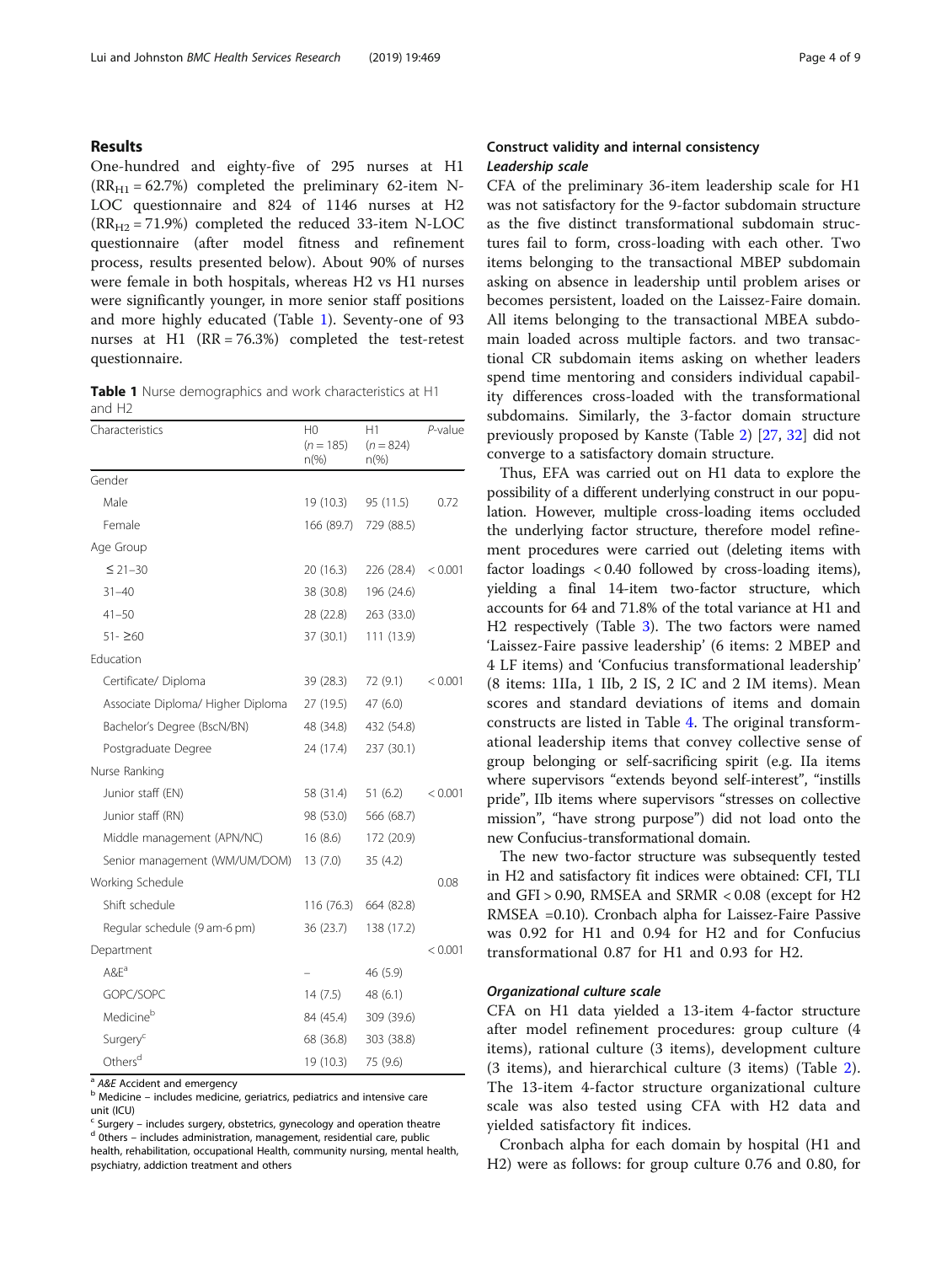## Results

One-hundred and eighty-five of 295 nurses at H1 ($RR_{H1}$ = 62.7%) completed the preliminary 62-item N-LOC questionnaire and 824 of 1146 nurses at H2 ($RR_{H2}$ = 71.9%) completed the reduced 33-item N-LOC questionnaire (after model fitness and refinement process, results presented below). About 90% of nurses were female in both hospitals, whereas H2 vs H1 nurses were significantly younger, in more senior staff positions and more highly educated (Table 1). Seventy-one of 93 nurses at H1 (RR = 76.3%) completed the test-retest questionnaire.

**Table 1** Nurse demographics and work characteristics at H1 and H2

| Characteristics | H0 ($n$ = 185) n(%) | H1 ($n$ = 824) n(%) | $P$-value |
|---|---|---|---|
| Gender | | | |
| Male | 19 (10.3) | 95 (11.5) | 0.72 |
| Female | 166 (89.7) | 729 (88.5) | |
| Age Group | | | |
| ≤ 21–30 | 20 (16.3) | 226 (28.4) | < 0.001 |
| 31–40 | 38 (30.8) | 196 (24.6) | |
| 41–50 | 28 (22.8) | 263 (33.0) | |
| 51- ≥60 | 37 (30.1) | 111 (13.9) | |
| Education | | | |
| Certificate/ Diploma | 39 (28.3) | 72 (9.1) | < 0.001 |
| Associate Diploma/ Higher Diploma | 27 (19.5) | 47 (6.0) | |
| Bachelor's Degree (BscN/BN) | 48 (34.8) | 432 (54.8) | |
| Postgraduate Degree | 24 (17.4) | 237 (30.1) | |
| Nurse Ranking | | | |
| Junior staff (EN) | 58 (31.4) | 51 (6.2) | < 0.001 |
| Junior staff (RN) | 98 (53.0) | 566 (68.7) | |
| Middle management (APN/NC) | 16 (8.6) | 172 (20.9) | |
| Senior management (WM/UM/DOM) | 13 (7.0) | 35 (4.2) | |
| Working Schedule | | | 0.08 |
| Shift schedule | 116 (76.3) | 664 (82.8) | |
| Regular schedule (9 am-6 pm) | 36 (23.7) | 138 (17.2) | |
| Department | | | < 0.001 |
| A&E[a] | – | 46 (5.9) | |
| GOPC/SOPC | 14 (7.5) | 48 (6.1) | |
| Medicine[b] | 84 (45.4) | 309 (39.6) | |
| Surgery[c] | 68 (36.8) | 303 (38.8) | |
| Others[d] | 19 (10.3) | 75 (9.6) | |

[a] A&E Accident and emergency
[b] Medicine – includes medicine, geriatrics, pediatrics and intensive care unit (ICU)
[c] Surgery – includes surgery, obstetrics, gynecology and operation theatre
[d] 0thers – includes administration, management, residential care, public health, rehabilitation, occupational Health, community nursing, mental health, psychiatry, addiction treatment and others

### Construct validity and internal consistency

#### *Leadership scale*

CFA of the preliminary 36-item leadership scale for H1 was not satisfactory for the 9-factor subdomain structure as the five distinct transformational subdomain structures fail to form, cross-loading with each other. Two items belonging to the transactional MBEP subdomain asking on absence in leadership until problem arises or becomes persistent, loaded on the Laissez-Faire domain. All items belonging to the transactional MBEA subdomain loaded across multiple factors. and two transactional CR subdomain items asking on whether leaders spend time mentoring and considers individual capability differences cross-loaded with the transformational subdomains. Similarly, the 3-factor domain structure previously proposed by Kanste (Table 2) [27, 32] did not converge to a satisfactory domain structure.

Thus, EFA was carried out on H1 data to explore the possibility of a different underlying construct in our population. However, multiple cross-loading items occluded the underlying factor structure, therefore model refinement procedures were carried out (deleting items with factor loadings < 0.40 followed by cross-loading items), yielding a final 14-item two-factor structure, which accounts for 64 and 71.8% of the total variance at H1 and H2 respectively (Table 3). The two factors were named 'Laissez-Faire passive leadership' (6 items: 2 MBEP and 4 LF items) and 'Confucius transformational leadership' (8 items: 1IIa, 1 IIb, 2 IS, 2 IC and 2 IM items). Mean scores and standard deviations of items and domain constructs are listed in Table 4. The original transformational leadership items that convey collective sense of group belonging or self-sacrificing spirit (e.g. IIa items where supervisors "extends beyond self-interest", "instills pride", IIb items where supervisors "stresses on collective mission", "have strong purpose") did not load onto the new Confucius-transformational domain.

The new two-factor structure was subsequently tested in H2 and satisfactory fit indices were obtained: CFI, TLI and GFI > 0.90, RMSEA and SRMR < 0.08 (except for H2 RMSEA =0.10). Cronbach alpha for Laissez-Faire Passive was 0.92 for H1 and 0.94 for H2 and for Confucius transformational 0.87 for H1 and 0.93 for H2.

#### *Organizational culture scale*

CFA on H1 data yielded a 13-item 4-factor structure after model refinement procedures: group culture (4 items), rational culture (3 items), development culture (3 items), and hierarchical culture (3 items) (Table 2). The 13-item 4-factor structure organizational culture scale was also tested using CFA with H2 data and yielded satisfactory fit indices.

Cronbach alpha for each domain by hospital (H1 and H2) were as follows: for group culture 0.76 and 0.80, for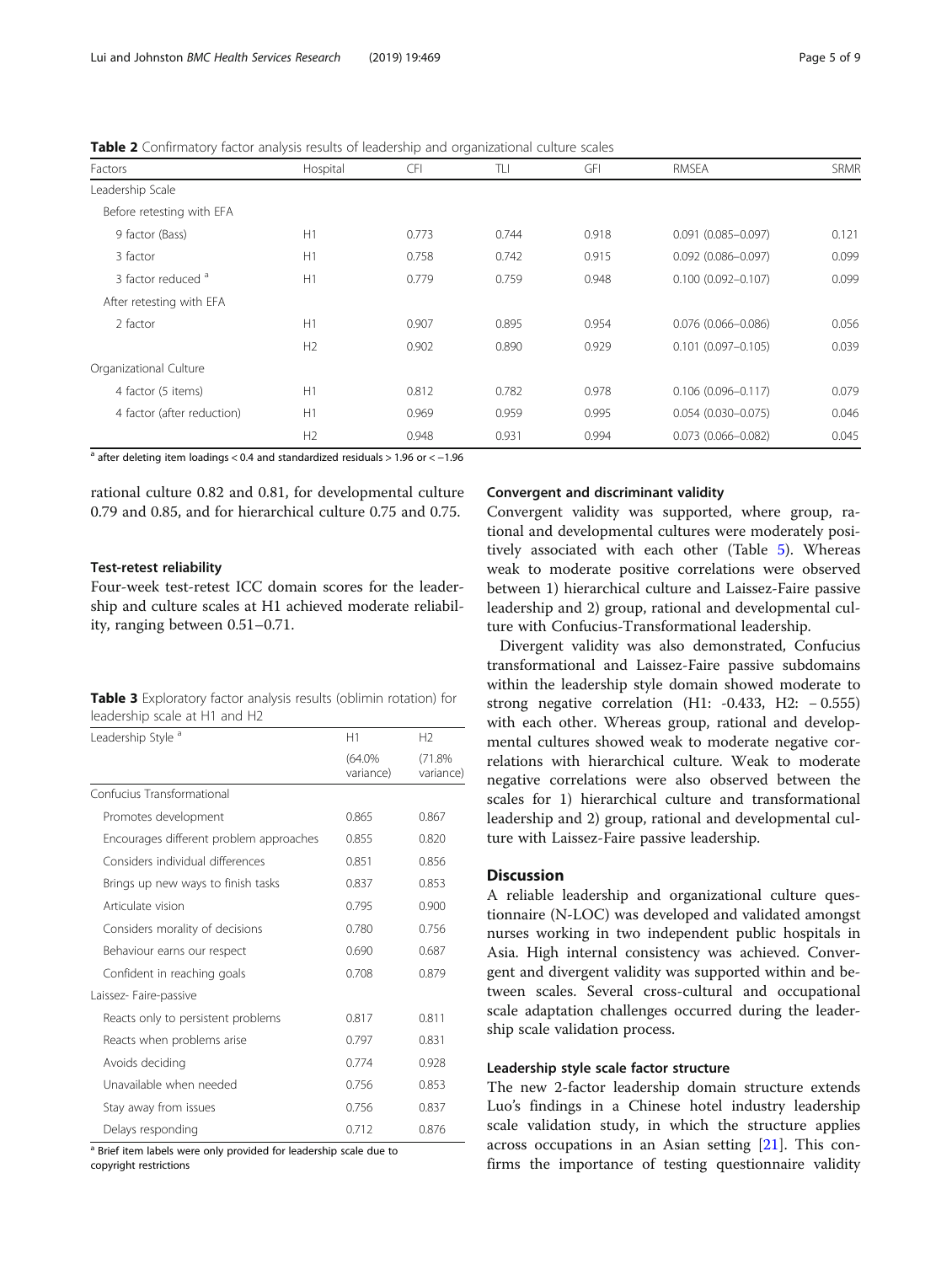**Table 2** Confirmatory factor analysis results of leadership and organizational culture scales

| Factors | Hospital | CFI | TLI | GFI | RMSEA | SRMR |
|---|---|---|---|---|---|---|
| Leadership Scale | | | | | | |
| Before retesting with EFA | | | | | | |
| 9 factor (Bass) | H1 | 0.773 | 0.744 | 0.918 | 0.091 (0.085–0.097) | 0.121 |
| 3 factor | H1 | 0.758 | 0.742 | 0.915 | 0.092 (0.086–0.097) | 0.099 |
| 3 factor reduced [a] | H1 | 0.779 | 0.759 | 0.948 | 0.100 (0.092–0.107) | 0.099 |
| After retesting with EFA | | | | | | |
| 2 factor | H1 | 0.907 | 0.895 | 0.954 | 0.076 (0.066–0.086) | 0.056 |
| | H2 | 0.902 | 0.890 | 0.929 | 0.101 (0.097–0.105) | 0.039 |
| Organizational Culture | | | | | | |
| 4 factor (5 items) | H1 | 0.812 | 0.782 | 0.978 | 0.106 (0.096–0.117) | 0.079 |
| 4 factor (after reduction) | H1 | 0.969 | 0.959 | 0.995 | 0.054 (0.030–0.075) | 0.046 |
| | H2 | 0.948 | 0.931 | 0.994 | 0.073 (0.066–0.082) | 0.045 |

[a] after deleting item loadings < 0.4 and standardized residuals > 1.96 or < −1.96

rational culture 0.82 and 0.81, for developmental culture 0.79 and 0.85, and for hierarchical culture 0.75 and 0.75.

#### Test-retest reliability

Four-week test-retest ICC domain scores for the leadership and culture scales at H1 achieved moderate reliability, ranging between 0.51–0.71.

**Table 3** Exploratory factor analysis results (oblimin rotation) for leadership scale at H1 and H2

| Leadership Style [a] | H1 (64.0% variance) | H2 (71.8% variance) |
|---|---|---|
| Confucius Transformational | | |
| Promotes development | 0.865 | 0.867 |
| Encourages different problem approaches | 0.855 | 0.820 |
| Considers individual differences | 0.851 | 0.856 |
| Brings up new ways to finish tasks | 0.837 | 0.853 |
| Articulate vision | 0.795 | 0.900 |
| Considers morality of decisions | 0.780 | 0.756 |
| Behaviour earns our respect | 0.690 | 0.687 |
| Confident in reaching goals | 0.708 | 0.879 |
| Laissez- Faire-passive | | |
| Reacts only to persistent problems | 0.817 | 0.811 |
| Reacts when problems arise | 0.797 | 0.831 |
| Avoids deciding | 0.774 | 0.928 |
| Unavailable when needed | 0.756 | 0.853 |
| Stay away from issues | 0.756 | 0.837 |
| Delays responding | 0.712 | 0.876 |

[a] Brief item labels were only provided for leadership scale due to copyright restrictions

#### Convergent and discriminant validity

Convergent validity was supported, where group, rational and developmental cultures were moderately positively associated with each other (Table 5). Whereas weak to moderate positive correlations were observed between 1) hierarchical culture and Laissez-Faire passive leadership and 2) group, rational and developmental culture with Confucius-Transformational leadership.

Divergent validity was also demonstrated, Confucius transformational and Laissez-Faire passive subdomains within the leadership style domain showed moderate to strong negative correlation (H1: -0.433, H2: − 0.555) with each other. Whereas group, rational and developmental cultures showed weak to moderate negative correlations with hierarchical culture. Weak to moderate negative correlations were also observed between the scales for 1) hierarchical culture and transformational leadership and 2) group, rational and developmental culture with Laissez-Faire passive leadership.

## Discussion

A reliable leadership and organizational culture questionnaire (N-LOC) was developed and validated amongst nurses working in two independent public hospitals in Asia. High internal consistency was achieved. Convergent and divergent validity was supported within and between scales. Several cross-cultural and occupational scale adaptation challenges occurred during the leadership scale validation process.

#### Leadership style scale factor structure

The new 2-factor leadership domain structure extends Luo's findings in a Chinese hotel industry leadership scale validation study, in which the structure applies across occupations in an Asian setting [21]. This confirms the importance of testing questionnaire validity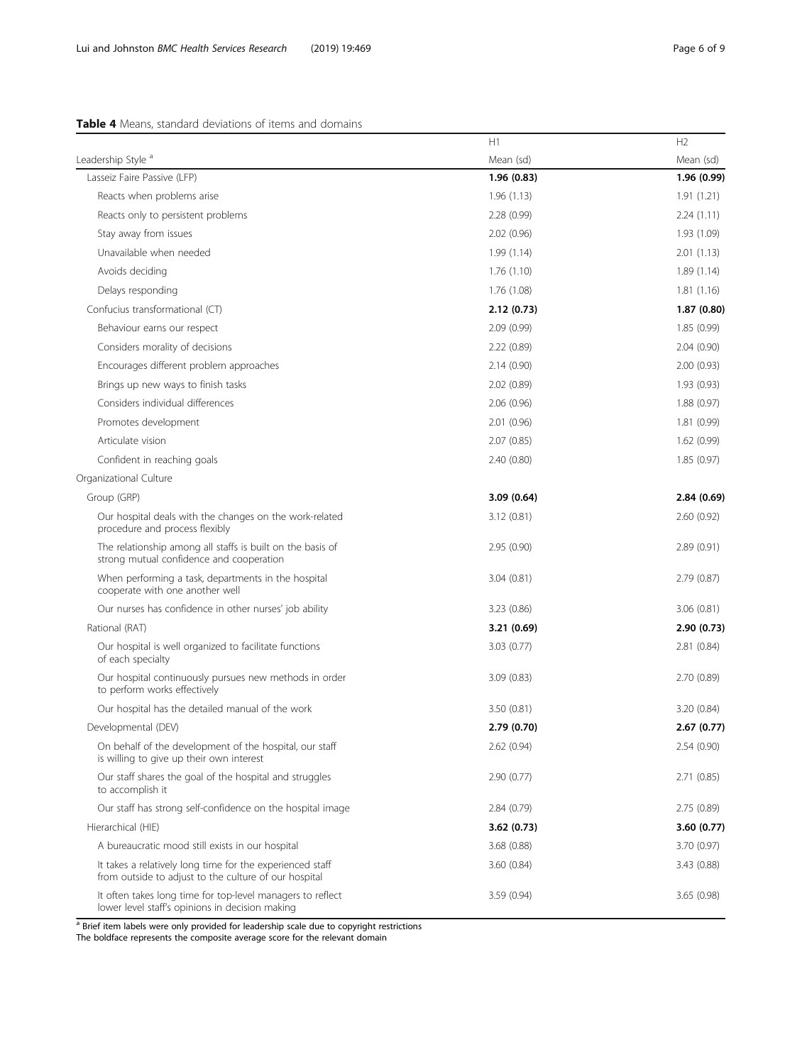**Table 4** Means, standard deviations of items and domains

| Leadership Style [a] | H1 Mean (sd) | H2 Mean (sd) |
|---|---|---|
| Lasseiz Faire Passive (LFP) | **1.96 (0.83)** | **1.96 (0.99)** |
| Reacts when problems arise | 1.96 (1.13) | 1.91 (1.21) |
| Reacts only to persistent problems | 2.28 (0.99) | 2.24 (1.11) |
| Stay away from issues | 2.02 (0.96) | 1.93 (1.09) |
| Unavailable when needed | 1.99 (1.14) | 2.01 (1.13) |
| Avoids deciding | 1.76 (1.10) | 1.89 (1.14) |
| Delays responding | 1.76 (1.08) | 1.81 (1.16) |
| Confucius transformational (CT) | **2.12 (0.73)** | **1.87 (0.80)** |
| Behaviour earns our respect | 2.09 (0.99) | 1.85 (0.99) |
| Considers morality of decisions | 2.22 (0.89) | 2.04 (0.90) |
| Encourages different problem approaches | 2.14 (0.90) | 2.00 (0.93) |
| Brings up new ways to finish tasks | 2.02 (0.89) | 1.93 (0.93) |
| Considers individual differences | 2.06 (0.96) | 1.88 (0.97) |
| Promotes development | 2.01 (0.96) | 1.81 (0.99) |
| Articulate vision | 2.07 (0.85) | 1.62 (0.99) |
| Confident in reaching goals | 2.40 (0.80) | 1.85 (0.97) |
| Organizational Culture | | |
| Group (GRP) | **3.09 (0.64)** | **2.84 (0.69)** |
| Our hospital deals with the changes on the work-related procedure and process flexibly | 3.12 (0.81) | 2.60 (0.92) |
| The relationship among all staffs is built on the basis of strong mutual confidence and cooperation | 2.95 (0.90) | 2.89 (0.91) |
| When performing a task, departments in the hospital cooperate with one another well | 3.04 (0.81) | 2.79 (0.87) |
| Our nurses has confidence in other nurses' job ability | 3.23 (0.86) | 3.06 (0.81) |
| Rational (RAT) | **3.21 (0.69)** | **2.90 (0.73)** |
| Our hospital is well organized to facilitate functions of each specialty | 3.03 (0.77) | 2.81 (0.84) |
| Our hospital continuously pursues new methods in order to perform works effectively | 3.09 (0.83) | 2.70 (0.89) |
| Our hospital has the detailed manual of the work | 3.50 (0.81) | 3.20 (0.84) |
| Developmental (DEV) | **2.79 (0.70)** | **2.67 (0.77)** |
| On behalf of the development of the hospital, our staff is willing to give up their own interest | 2.62 (0.94) | 2.54 (0.90) |
| Our staff shares the goal of the hospital and struggles to accomplish it | 2.90 (0.77) | 2.71 (0.85) |
| Our staff has strong self-confidence on the hospital image | 2.84 (0.79) | 2.75 (0.89) |
| Hierarchical (HIE) | **3.62 (0.73)** | **3.60 (0.77)** |
| A bureaucratic mood still exists in our hospital | 3.68 (0.88) | 3.70 (0.97) |
| It takes a relatively long time for the experienced staff from outside to adjust to the culture of our hospital | 3.60 (0.84) | 3.43 (0.88) |
| It often takes long time for top-level managers to reflect lower level staff's opinions in decision making | 3.59 (0.94) | 3.65 (0.98) |

[a] Brief item labels were only provided for leadership scale due to copyright restrictions
The boldface represents the composite average score for the relevant domain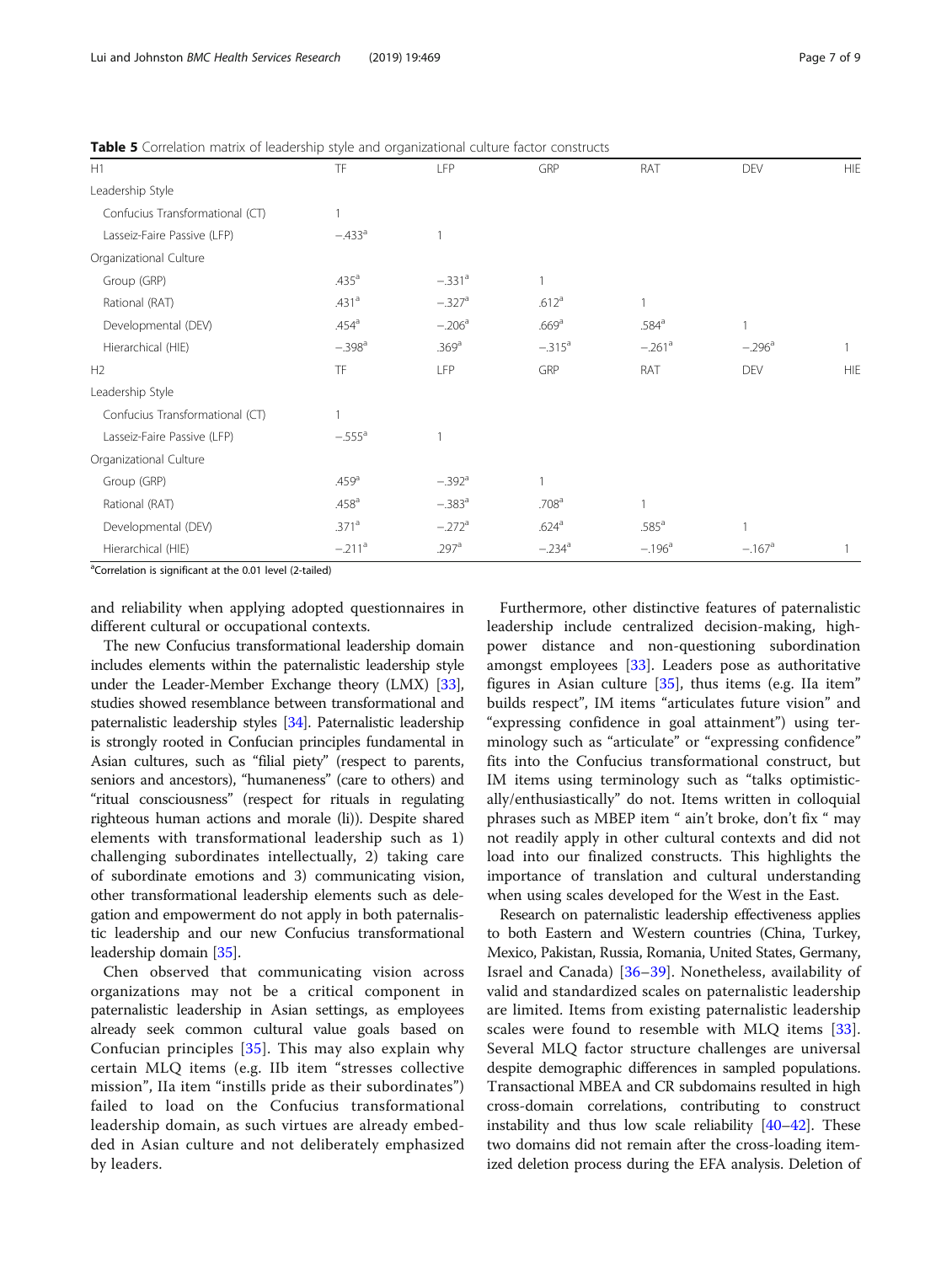**Table 5** Correlation matrix of leadership style and organizational culture factor constructs

| H1 | TF | LFP | GRP | RAT | DEV | HIE |
|---|---|---|---|---|---|---|
| Leadership Style | | | | | | |
| Confucius Transformational (CT) | 1 | | | | | |
| Lasseiz-Faire Passive (LFP) | −.433[a] | 1 | | | | |
| Organizational Culture | | | | | | |
| Group (GRP) | .435[a] | −.331[a] | 1 | | | |
| Rational (RAT) | .431[a] | −.327[a] | .612[a] | 1 | | |
| Developmental (DEV) | .454[a] | −.206[a] | .669[a] | .584[a] | 1 | |
| Hierarchical (HIE) | −.398[a] | .369[a] | −.315[a] | −.261[a] | −.296[a] | 1 |
| H2 | TF | LFP | GRP | RAT | DEV | HIE |
| Leadership Style | | | | | | |
| Confucius Transformational (CT) | 1 | | | | | |
| Lasseiz-Faire Passive (LFP) | −.555[a] | 1 | | | | |
| Organizational Culture | | | | | | |
| Group (GRP) | .459[a] | −.392[a] | 1 | | | |
| Rational (RAT) | .458[a] | −.383[a] | .708[a] | 1 | | |
| Developmental (DEV) | .371[a] | −.272[a] | .624[a] | .585[a] | 1 | |
| Hierarchical (HIE) | −.211[a] | .297[a] | −.234[a] | −.196[a] | −.167[a] | 1 |

[a]Correlation is significant at the 0.01 level (2-tailed)

and reliability when applying adopted questionnaires in different cultural or occupational contexts.

The new Confucius transformational leadership domain includes elements within the paternalistic leadership style under the Leader-Member Exchange theory (LMX) [33], studies showed resemblance between transformational and paternalistic leadership styles [34]. Paternalistic leadership is strongly rooted in Confucian principles fundamental in Asian cultures, such as "filial piety" (respect to parents, seniors and ancestors), "humaneness" (care to others) and "ritual consciousness" (respect for rituals in regulating righteous human actions and morale (li)). Despite shared elements with transformational leadership such as 1) challenging subordinates intellectually, 2) taking care of subordinate emotions and 3) communicating vision, other transformational leadership elements such as delegation and empowerment do not apply in both paternalistic leadership and our new Confucius transformational leadership domain [35].

Chen observed that communicating vision across organizations may not be a critical component in paternalistic leadership in Asian settings, as employees already seek common cultural value goals based on Confucian principles [35]. This may also explain why certain MLQ items (e.g. IIb item "stresses collective mission", IIa item "instills pride as their subordinates") failed to load on the Confucius transformational leadership domain, as such virtues are already embedded in Asian culture and not deliberately emphasized by leaders.

Furthermore, other distinctive features of paternalistic leadership include centralized decision-making, high-power distance and non-questioning subordination amongst employees [33]. Leaders pose as authoritative figures in Asian culture [35], thus items (e.g. IIa item" builds respect", IM items "articulates future vision" and "expressing confidence in goal attainment") using terminology such as "articulate" or "expressing confidence" fits into the Confucius transformational construct, but IM items using terminology such as "talks optimistically/enthusiastically" do not. Items written in colloquial phrases such as MBEP item " ain't broke, don't fix " may not readily apply in other cultural contexts and did not load into our finalized constructs. This highlights the importance of translation and cultural understanding when using scales developed for the West in the East.

Research on paternalistic leadership effectiveness applies to both Eastern and Western countries (China, Turkey, Mexico, Pakistan, Russia, Romania, United States, Germany, Israel and Canada) [36–39]. Nonetheless, availability of valid and standardized scales on paternalistic leadership are limited. Items from existing paternalistic leadership scales were found to resemble with MLQ items [33]. Several MLQ factor structure challenges are universal despite demographic differences in sampled populations. Transactional MBEA and CR subdomains resulted in high cross-domain correlations, contributing to construct instability and thus low scale reliability [40–42]. These two domains did not remain after the cross-loading itemized deletion process during the EFA analysis. Deletion of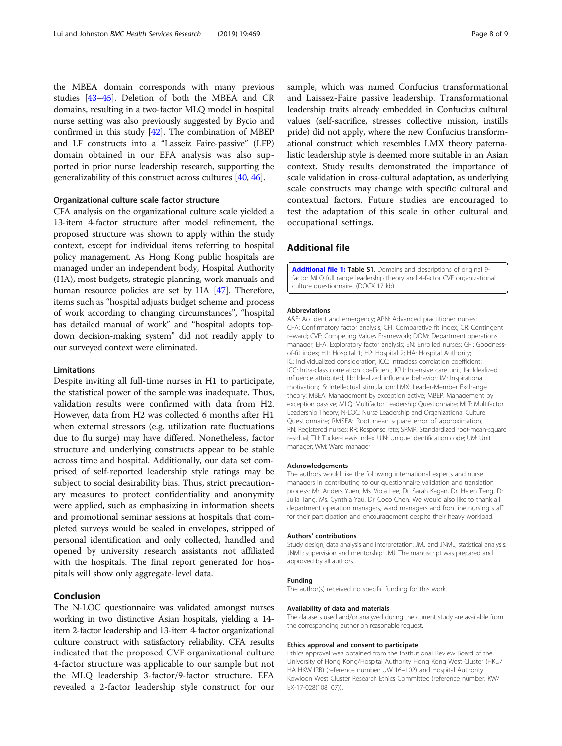the MBEA domain corresponds with many previous studies [43–45]. Deletion of both the MBEA and CR domains, resulting in a two-factor MLQ model in hospital nurse setting was also previously suggested by Bycio and confirmed in this study [42]. The combination of MBEP and LF constructs into a "Lasseiz Faire-passive" (LFP) domain obtained in our EFA analysis was also supported in prior nurse leadership research, supporting the generalizability of this construct across cultures [40, 46].

### Organizational culture scale factor structure

CFA analysis on the organizational culture scale yielded a 13-item 4-factor structure after model refinement, the proposed structure was shown to apply within the study context, except for individual items referring to hospital policy management. As Hong Kong public hospitals are managed under an independent body, Hospital Authority (HA), most budgets, strategic planning, work manuals and human resource policies are set by HA [47]. Therefore, items such as "hospital adjusts budget scheme and process of work according to changing circumstances", "hospital has detailed manual of work" and "hospital adopts top-down decision-making system" did not readily apply to our surveyed context were eliminated.

### Limitations

Despite inviting all full-time nurses in H1 to participate, the statistical power of the sample was inadequate. Thus, validation results were confirmed with data from H2. However, data from H2 was collected 6 months after H1 when external stressors (e.g. utilization rate fluctuations due to flu surge) may have differed. Nonetheless, factor structure and underlying constructs appear to be stable across time and hospital. Additionally, our data set comprised of self-reported leadership style ratings may be subject to social desirability bias. Thus, strict precautionary measures to protect confidentiality and anonymity were applied, such as emphasizing in information sheets and promotional seminar sessions at hospitals that completed surveys would be sealed in envelopes, stripped of personal identification and only collected, handled and opened by university research assistants not affiliated with the hospitals. The final report generated for hospitals will show only aggregate-level data.

## Conclusion

The N-LOC questionnaire was validated amongst nurses working in two distinctive Asian hospitals, yielding a 14-item 2-factor leadership and 13-item 4-factor organizational culture construct with satisfactory reliability. CFA results indicated that the proposed CVF organizational culture 4-factor structure was applicable to our sample but not the MLQ leadership 3-factor/9-factor structure. EFA revealed a 2-factor leadership style construct for our sample, which was named Confucius transformational and Laissez-Faire passive leadership. Transformational leadership traits already embedded in Confucius cultural values (self-sacrifice, stresses collective mission, instills pride) did not apply, where the new Confucius transformational construct which resembles LMX theory paternalistic leadership style is deemed more suitable in an Asian context. Study results demonstrated the importance of scale validation in cross-cultural adaptation, as underlying scale constructs may change with specific cultural and contextual factors. Future studies are encouraged to test the adaptation of this scale in other cultural and occupational settings.

## Additional file

**Additional file 1: Table S1.** Domains and descriptions of original 9-factor MLQ full range leadership theory and 4-factor CVF organizational culture questionnaire. (DOCX 17 kb)

### Abbreviations

A&E: Accident and emergency; APN: Advanced practitioner nurses; CFA: Confirmatory factor analysis; CFI: Comparative fit index; CR: Contingent reward; CVF: Competing Values Framework; DOM: Department operations manager; EFA: Exploratory factor analysis; EN: Enrolled nurses; GFI: Goodness-of-fit index; H1: Hospital 1; H2: Hospital 2; HA: Hospital Authority; IC: Individualized consideration; ICC: Intraclass correlation coefficient; ICC: Intra-class correlation coefficient; ICU: Intensive care unit; IIa: Idealized influence attributed; IIb: Idealized influence behavior; IM: Inspirational motivation; IS: Intellectual stimulation; LMX: Leader-Member Exchange theory; MBEA: Management by exception active; MBEP: Management by exception passive; MLQ: Multifactor Leadership Questionnaire; MLT: Multifactor Leadership Theory; N-LOC: Nurse Leadership and Organizational Culture Questionnaire; RMSEA: Root mean square error of approximation; RN: Registered nurses; RR: Response rate; SRMR: Standardized root-mean-square residual; TLI: Tucker-Lewis index; UIN: Unique identification code; UM: Unit manager; WM: Ward manager

### Acknowledgements

The authors would like the following international experts and nurse managers in contributing to our questionnaire validation and translation process: Mr. Anders Yuen, Ms. Viola Lee, Dr. Sarah Kagan, Dr. Helen Teng, Dr. Julia Tang, Ms. Cynthia Yau, Dr. Coco Chen. We would also like to thank all department operation managers, ward managers and frontline nursing staff for their participation and encouragement despite their heavy workload.

### Authors' contributions

Study design, data analysis and interpretation: JMJ and JNML; statistical analysis: JNML; supervision and mentorship: JMJ. The manuscript was prepared and approved by all authors.

### Funding

The author(s) received no specific funding for this work.

### Availability of data and materials

The datasets used and/or analyzed during the current study are available from the corresponding author on reasonable request.

### Ethics approval and consent to participate

Ethics approval was obtained from the Institutional Review Board of the University of Hong Kong/Hospital Authority Hong Kong West Cluster (HKU/HA HKW IRB) (reference number: UW 16–102) and Hospital Authority Kowloon West Cluster Research Ethics Committee (reference number: KW/EX-17-028(108–07)).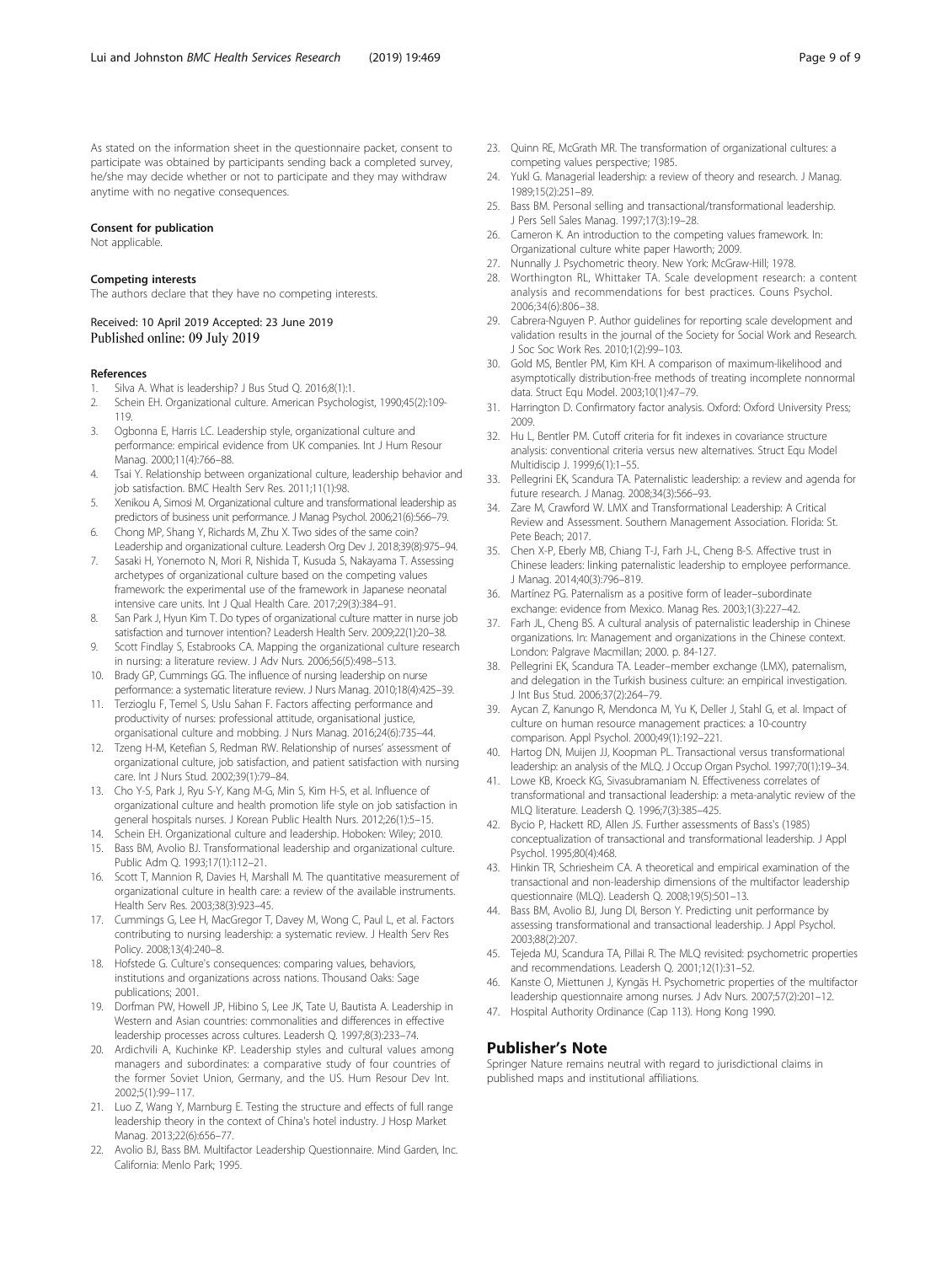As stated on the information sheet in the questionnaire packet, consent to participate was obtained by participants sending back a completed survey, he/she may decide whether or not to participate and they may withdraw anytime with no negative consequences.

#### Consent for publication

Not applicable.

#### Competing interests

The authors declare that they have no competing interests.

Received: 10 April 2019 Accepted: 23 June 2019
Published online: 09 July 2019

#### References

1. Silva A. What is leadership? J Bus Stud Q. 2016;8(1):1.
2. Schein EH. Organizational culture. American Psychologist, 1990;45(2):109-119.
3. Ogbonna E, Harris LC. Leadership style, organizational culture and performance: empirical evidence from UK companies. Int J Hum Resour Manag. 2000;11(4):766–88.
4. Tsai Y. Relationship between organizational culture, leadership behavior and job satisfaction. BMC Health Serv Res. 2011;11(1):98.
5. Xenikou A, Simosi M. Organizational culture and transformational leadership as predictors of business unit performance. J Manag Psychol. 2006;21(6):566–79.
6. Chong MP, Shang Y, Richards M, Zhu X. Two sides of the same coin? Leadership and organizational culture. Leadersh Org Dev J. 2018;39(8):975–94.
7. Sasaki H, Yonemoto N, Mori R, Nishida T, Kusuda S, Nakayama T. Assessing archetypes of organizational culture based on the competing values framework: the experimental use of the framework in Japanese neonatal intensive care units. Int J Qual Health Care. 2017;29(3):384–91.
8. San Park J, Hyun Kim T. Do types of organizational culture matter in nurse job satisfaction and turnover intention? Leadersh Health Serv. 2009;22(1):20–38.
9. Scott Findlay S, Estabrooks CA. Mapping the organizational culture research in nursing: a literature review. J Adv Nurs. 2006;56(5):498–513.
10. Brady GP, Cummings GG. The influence of nursing leadership on nurse performance: a systematic literature review. J Nurs Manag. 2010;18(4):425–39.
11. Terzioglu F, Temel S, Uslu Sahan F. Factors affecting performance and productivity of nurses: professional attitude, organisational justice, organisational culture and mobbing. J Nurs Manag. 2016;24(6):735–44.
12. Tzeng H-M, Ketefian S, Redman RW. Relationship of nurses' assessment of organizational culture, job satisfaction, and patient satisfaction with nursing care. Int J Nurs Stud. 2002;39(1):79–84.
13. Cho Y-S, Park J, Ryu S-Y, Kang M-G, Min S, Kim H-S, et al. Influence of organizational culture and health promotion life style on job satisfaction in general hospitals nurses. J Korean Public Health Nurs. 2012;26(1):5–15.
14. Schein EH. Organizational culture and leadership. Hoboken: Wiley; 2010.
15. Bass BM, Avolio BJ. Transformational leadership and organizational culture. Public Adm Q. 1993;17(1):112–21.
16. Scott T, Mannion R, Davies H, Marshall M. The quantitative measurement of organizational culture in health care: a review of the available instruments. Health Serv Res. 2003;38(3):923–45.
17. Cummings G, Lee H, MacGregor T, Davey M, Wong C, Paul L, et al. Factors contributing to nursing leadership: a systematic review. J Health Serv Res Policy. 2008;13(4):240–8.
18. Hofstede G. Culture's consequences: comparing values, behaviors, institutions and organizations across nations. Thousand Oaks: Sage publications; 2001.
19. Dorfman PW, Howell JP, Hibino S, Lee JK, Tate U, Bautista A. Leadership in Western and Asian countries: commonalities and differences in effective leadership processes across cultures. Leadersh Q. 1997;8(3):233–74.
20. Ardichvili A, Kuchinke KP. Leadership styles and cultural values among managers and subordinates: a comparative study of four countries of the former Soviet Union, Germany, and the US. Hum Resour Dev Int. 2002;5(1):99–117.
21. Luo Z, Wang Y, Marnburg E. Testing the structure and effects of full range leadership theory in the context of China's hotel industry. J Hosp Market Manag. 2013;22(6):656–77.
22. Avolio BJ, Bass BM. Multifactor Leadership Questionnaire. Mind Garden, Inc. California: Menlo Park; 1995.
23. Quinn RE, McGrath MR. The transformation of organizational cultures: a competing values perspective; 1985.
24. Yukl G. Managerial leadership: a review of theory and research. J Manag. 1989;15(2):251–89.
25. Bass BM. Personal selling and transactional/transformational leadership. J Pers Sell Sales Manag. 1997;17(3):19–28.
26. Cameron K. An introduction to the competing values framework. In: Organizational culture white paper Haworth; 2009.
27. Nunnally J. Psychometric theory. New York: McGraw-Hill; 1978.
28. Worthington RL, Whittaker TA. Scale development research: a content analysis and recommendations for best practices. Couns Psychol. 2006;34(6):806–38.
29. Cabrera-Nguyen P. Author guidelines for reporting scale development and validation results in the journal of the Society for Social Work and Research. J Soc Soc Work Res. 2010;1(2):99–103.
30. Gold MS, Bentler PM, Kim KH. A comparison of maximum-likelihood and asymptotically distribution-free methods of treating incomplete nonnormal data. Struct Equ Model. 2003;10(1):47–79.
31. Harrington D. Confirmatory factor analysis. Oxford: Oxford University Press; 2009.
32. Hu L, Bentler PM. Cutoff criteria for fit indexes in covariance structure analysis: conventional criteria versus new alternatives. Struct Equ Model Multidiscip J. 1999;6(1):1–55.
33. Pellegrini EK, Scandura TA. Paternalistic leadership: a review and agenda for future research. J Manag. 2008;34(3):566–93.
34. Zare M, Crawford W. LMX and Transformational Leadership: A Critical Review and Assessment. Southern Management Association. Florida: St. Pete Beach; 2017.
35. Chen X-P, Eberly MB, Chiang T-J, Farh J-L, Cheng B-S. Affective trust in Chinese leaders: linking paternalistic leadership to employee performance. J Manag. 2014;40(3):796–819.
36. Martínez PG. Paternalism as a positive form of leader–subordinate exchange: evidence from Mexico. Manag Res. 2003;1(3):227–42.
37. Farh JL, Cheng BS. A cultural analysis of paternalistic leadership in Chinese organizations. In: Management and organizations in the Chinese context. London: Palgrave Macmillan; 2000. p. 84-127.
38. Pellegrini EK, Scandura TA. Leader–member exchange (LMX), paternalism, and delegation in the Turkish business culture: an empirical investigation. J Int Bus Stud. 2006;37(2):264–79.
39. Aycan Z, Kanungo R, Mendonca M, Yu K, Deller J, Stahl G, et al. Impact of culture on human resource management practices: a 10-country comparison. Appl Psychol. 2000;49(1):192–221.
40. Hartog DN, Muijen JJ, Koopman PL. Transactional versus transformational leadership: an analysis of the MLQ. J Occup Organ Psychol. 1997;70(1):19–34.
41. Lowe KB, Kroeck KG, Sivasubramaniam N. Effectiveness correlates of transformational and transactional leadership: a meta-analytic review of the MLQ literature. Leadersh Q. 1996;7(3):385–425.
42. Bycio P, Hackett RD, Allen JS. Further assessments of Bass's (1985) conceptualization of transactional and transformational leadership. J Appl Psychol. 1995;80(4):468.
43. Hinkin TR, Schriesheim CA. A theoretical and empirical examination of the transactional and non-leadership dimensions of the multifactor leadership questionnaire (MLQ). Leadersh Q. 2008;19(5):501–13.
44. Bass BM, Avolio BJ, Jung DI, Berson Y. Predicting unit performance by assessing transformational and transactional leadership. J Appl Psychol. 2003;88(2):207.
45. Tejeda MJ, Scandura TA, Pillai R. The MLQ revisited: psychometric properties and recommendations. Leadersh Q. 2001;12(1):31–52.
46. Kanste O, Miettunen J, Kyngäs H. Psychometric properties of the multifactor leadership questionnaire among nurses. J Adv Nurs. 2007;57(2):201–12.
47. Hospital Authority Ordinance (Cap 113). Hong Kong 1990.

## Publisher's Note

Springer Nature remains neutral with regard to jurisdictional claims in published maps and institutional affiliations.